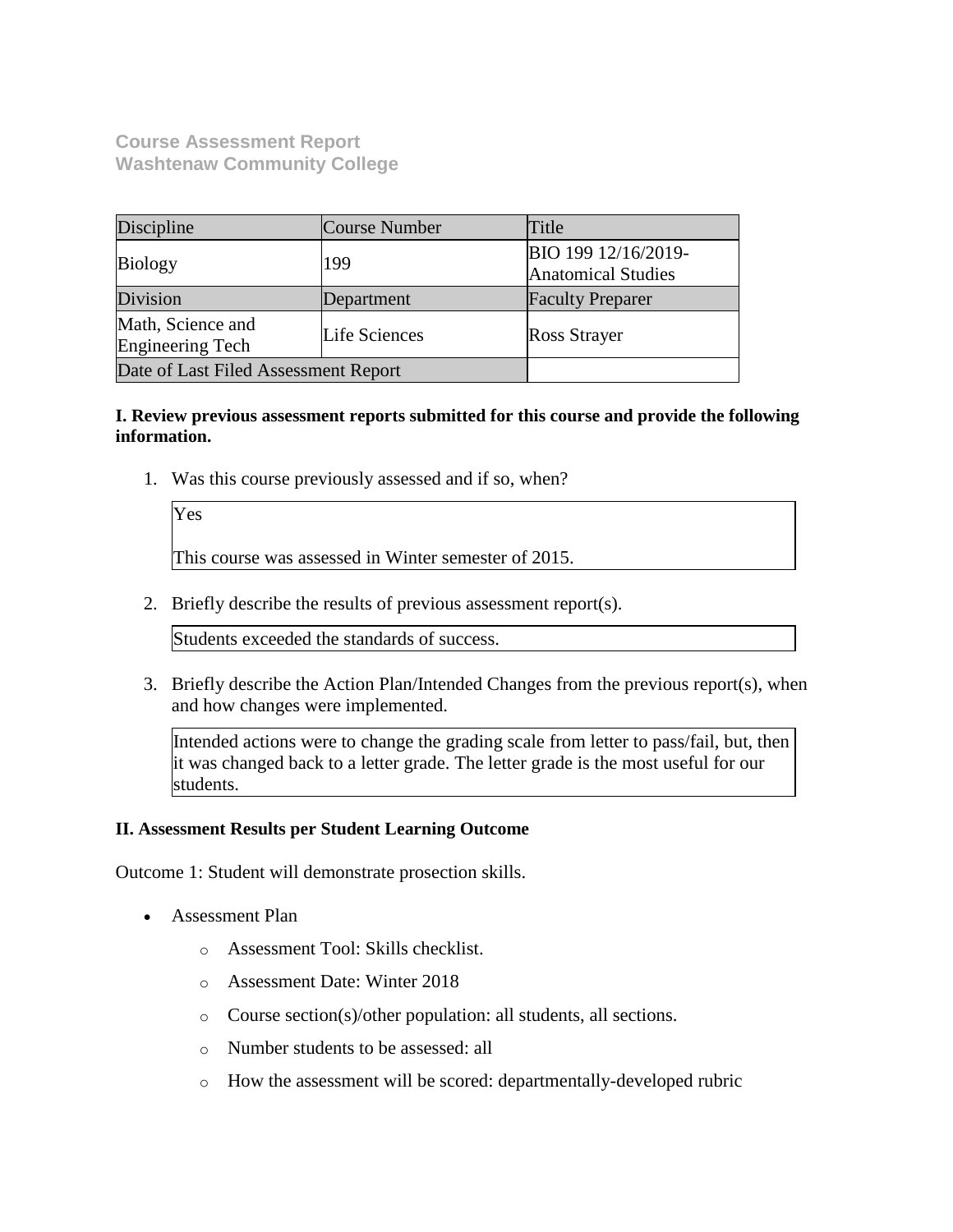**Course Assessment Report**
**Washtenaw Community College**

| Discipline | Course Number | Title |
|---|---|---|
| Biology | 199 | BIO 199 12/16/2019-Anatomical Studies |
| Division | Department | Faculty Preparer |
| Math, Science and Engineering Tech | Life Sciences | Ross Strayer |
| Date of Last Filed Assessment Report | | |

**I. Review previous assessment reports submitted for this course and provide the following information.**

1. Was this course previously assessed and if so, when?

   Yes

   This course was assessed in Winter semester of 2015.

2. Briefly describe the results of previous assessment report(s).

   Students exceeded the standards of success.

3. Briefly describe the Action Plan/Intended Changes from the previous report(s), when and how changes were implemented.

   Intended actions were to change the grading scale from letter to pass/fail, but, then it was changed back to a letter grade. The letter grade is the most useful for our students.

**II. Assessment Results per Student Learning Outcome**

Outcome 1: Student will demonstrate prosection skills.

- Assessment Plan
  - Assessment Tool: Skills checklist.
  - Assessment Date: Winter 2018
  - Course section(s)/other population: all students, all sections.
  - Number students to be assessed: all
  - How the assessment will be scored: departmentally-developed rubric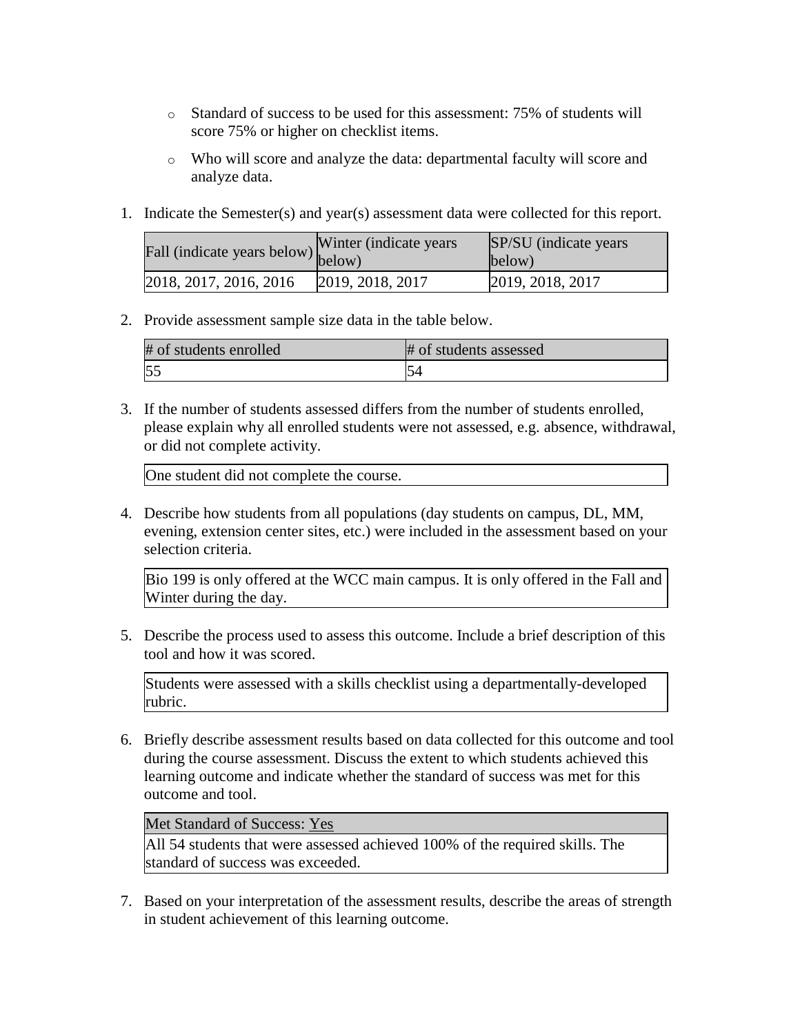- Standard of success to be used for this assessment: 75% of students will score 75% or higher on checklist items.
- Who will score and analyze the data: departmental faculty will score and analyze data.

1. Indicate the Semester(s) and year(s) assessment data were collected for this report.

| Fall (indicate years below) | Winter (indicate years below) | SP/SU (indicate years below) |
| --- | --- | --- |
| 2018, 2017, 2016, 2016 | 2019, 2018, 2017 | 2019, 2018, 2017 |

2. Provide assessment sample size data in the table below.

| # of students enrolled | # of students assessed |
| --- | --- |
| 55 | 54 |

3. If the number of students assessed differs from the number of students enrolled, please explain why all enrolled students were not assessed, e.g. absence, withdrawal, or did not complete activity.

| One student did not complete the course. |
| --- |

4. Describe how students from all populations (day students on campus, DL, MM, evening, extension center sites, etc.) were included in the assessment based on your selection criteria.

| Bio 199 is only offered at the WCC main campus. It is only offered in the Fall and Winter during the day. |
| --- |

5. Describe the process used to assess this outcome. Include a brief description of this tool and how it was scored.

| Students were assessed with a skills checklist using a departmentally-developed rubric. |
| --- |

6. Briefly describe assessment results based on data collected for this outcome and tool during the course assessment. Discuss the extent to which students achieved this learning outcome and indicate whether the standard of success was met for this outcome and tool.

| Met Standard of Success: Yes |
| --- |
| All 54 students that were assessed achieved 100% of the required skills. The standard of success was exceeded. |

7. Based on your interpretation of the assessment results, describe the areas of strength in student achievement of this learning outcome.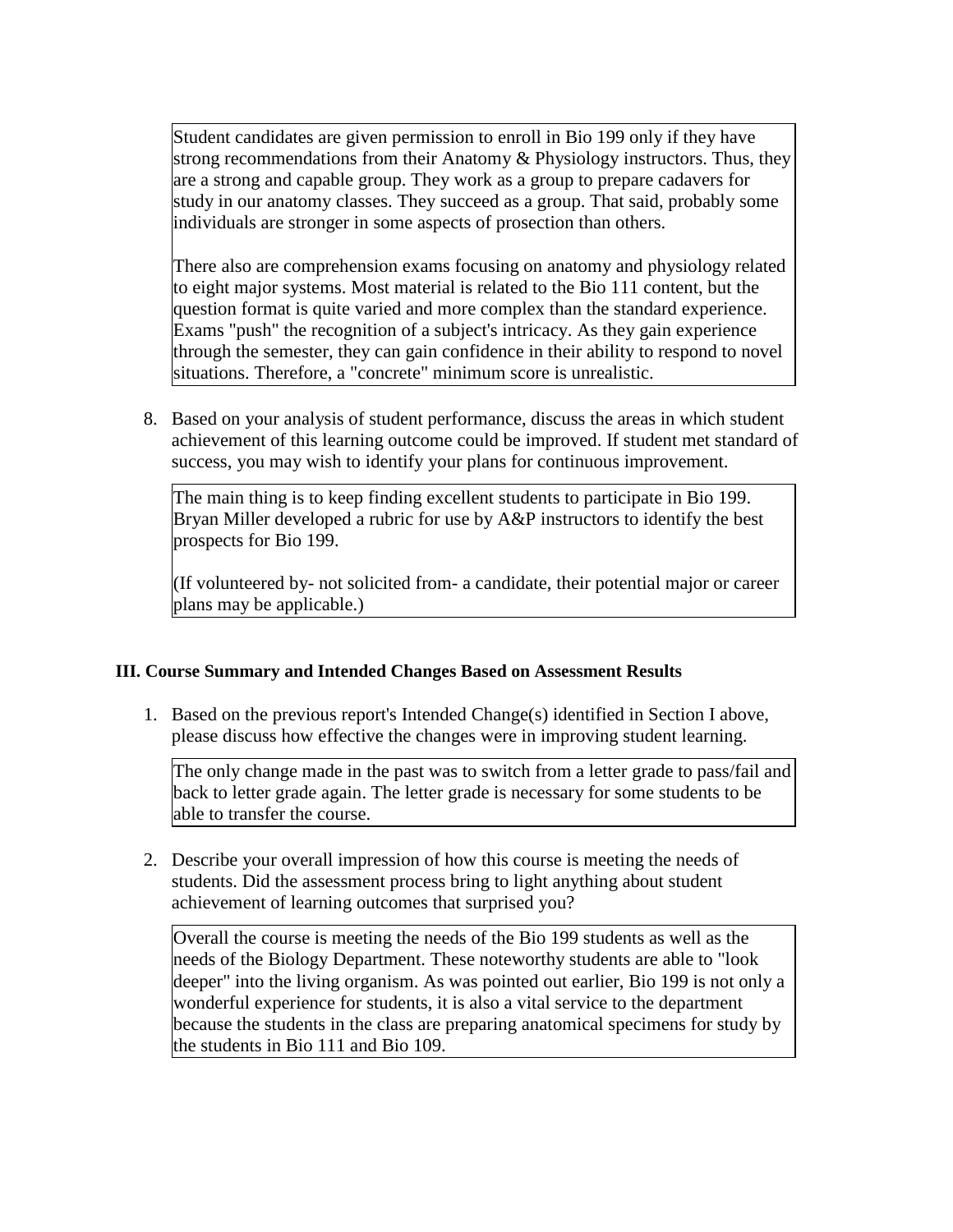Student candidates are given permission to enroll in Bio 199 only if they have strong recommendations from their Anatomy & Physiology instructors. Thus, they are a strong and capable group. They work as a group to prepare cadavers for study in our anatomy classes. They succeed as a group. That said, probably some individuals are stronger in some aspects of prosection than others.

There also are comprehension exams focusing on anatomy and physiology related to eight major systems. Most material is related to the Bio 111 content, but the question format is quite varied and more complex than the standard experience. Exams "push" the recognition of a subject's intricacy. As they gain experience through the semester, they can gain confidence in their ability to respond to novel situations. Therefore, a "concrete" minimum score is unrealistic.

8. Based on your analysis of student performance, discuss the areas in which student achievement of this learning outcome could be improved. If student met standard of success, you may wish to identify your plans for continuous improvement.

The main thing is to keep finding excellent students to participate in Bio 199. Bryan Miller developed a rubric for use by A&P instructors to identify the best prospects for Bio 199.

(If volunteered by- not solicited from- a candidate, their potential major or career plans may be applicable.)

### III. Course Summary and Intended Changes Based on Assessment Results

1. Based on the previous report's Intended Change(s) identified in Section I above, please discuss how effective the changes were in improving student learning.

The only change made in the past was to switch from a letter grade to pass/fail and back to letter grade again. The letter grade is necessary for some students to be able to transfer the course.

2. Describe your overall impression of how this course is meeting the needs of students. Did the assessment process bring to light anything about student achievement of learning outcomes that surprised you?

Overall the course is meeting the needs of the Bio 199 students as well as the needs of the Biology Department. These noteworthy students are able to "look deeper" into the living organism. As was pointed out earlier, Bio 199 is not only a wonderful experience for students, it is also a vital service to the department because the students in the class are preparing anatomical specimens for study by the students in Bio 111 and Bio 109.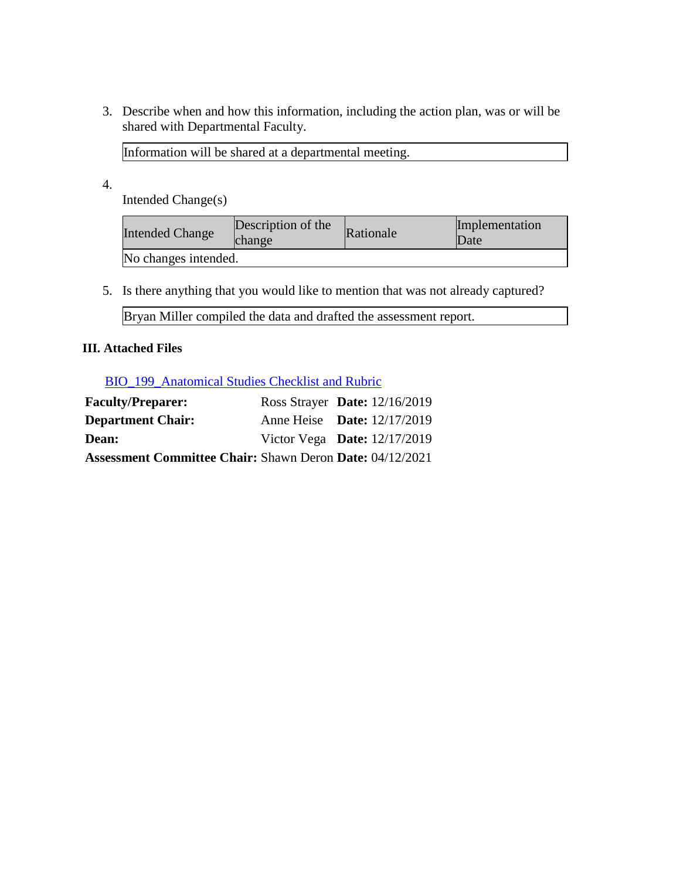3. Describe when and how this information, including the action plan, was or will be shared with Departmental Faculty.

| Information will be shared at a departmental meeting. |
|---|

4. Intended Change(s)

| Intended Change | Description of the change | Rationale | Implementation Date |
|---|---|---|---|
| No changes intended. | | | |

5. Is there anything that you would like to mention that was not already captured?

| Bryan Miller compiled the data and drafted the assessment report. |
|---|

### III. Attached Files

[BIO_199_Anatomical Studies Checklist and Rubric]

| | | |
|---|---|---|
| **Faculty/Preparer:** | Ross Strayer | **Date:** 12/16/2019 |
| **Department Chair:** | Anne Heise | **Date:** 12/17/2019 |
| **Dean:** | Victor Vega | **Date:** 12/17/2019 |
| **Assessment Committee Chair:** | Shawn Deron | **Date:** 04/12/2021 |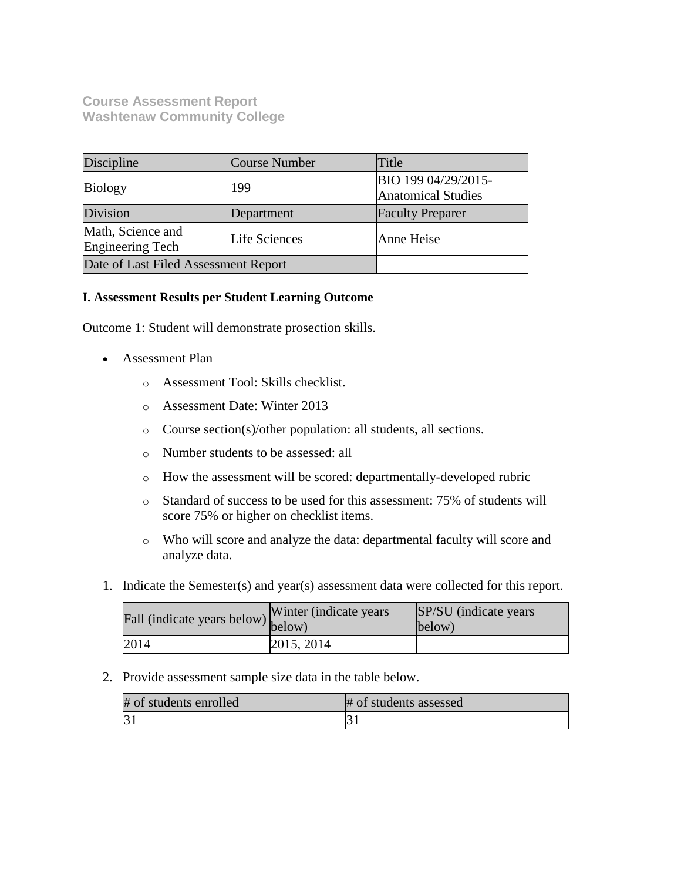**Course Assessment Report**
**Washtenaw Community College**

| Discipline | Course Number | Title |
|---|---|---|
| Biology | 199 | BIO 199 04/29/2015-Anatomical Studies |
| Division | Department | Faculty Preparer |
| Math, Science and Engineering Tech | Life Sciences | Anne Heise |
| Date of Last Filed Assessment Report | | |

**I. Assessment Results per Student Learning Outcome**

Outcome 1: Student will demonstrate prosection skills.

- Assessment Plan
  - Assessment Tool: Skills checklist.
  - Assessment Date: Winter 2013
  - Course section(s)/other population: all students, all sections.
  - Number students to be assessed: all
  - How the assessment will be scored: departmentally-developed rubric
  - Standard of success to be used for this assessment: 75% of students will score 75% or higher on checklist items.
  - Who will score and analyze the data: departmental faculty will score and analyze data.

1. Indicate the Semester(s) and year(s) assessment data were collected for this report.

| Fall (indicate years below) | Winter (indicate years below) | SP/SU (indicate years below) |
|---|---|---|
| 2014 | 2015, 2014 | |

2. Provide assessment sample size data in the table below.

| # of students enrolled | # of students assessed |
|---|---|
| 31 | 31 |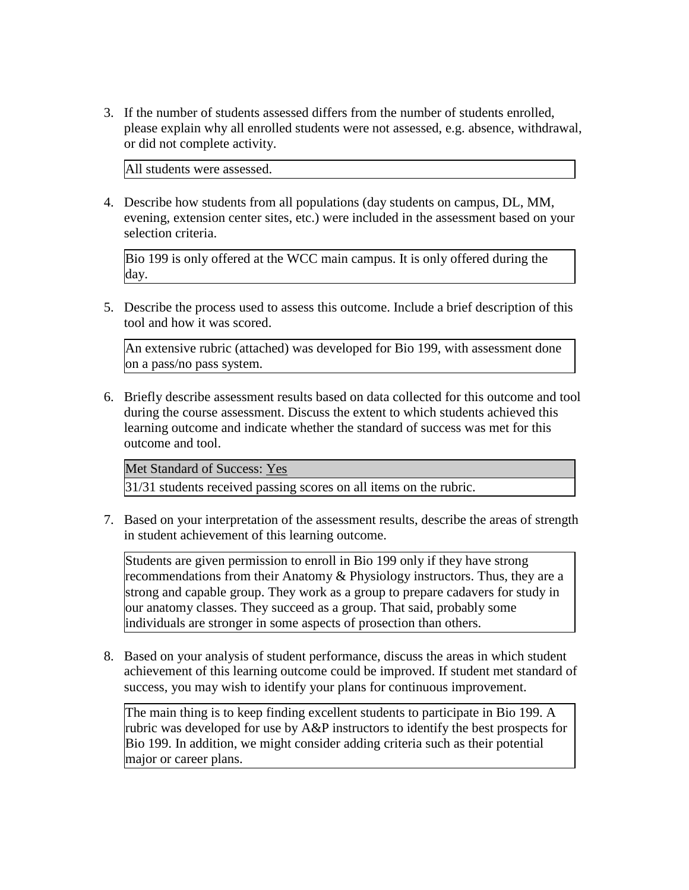3. If the number of students assessed differs from the number of students enrolled, please explain why all enrolled students were not assessed, e.g. absence, withdrawal, or did not complete activity.

   All students were assessed.

4. Describe how students from all populations (day students on campus, DL, MM, evening, extension center sites, etc.) were included in the assessment based on your selection criteria.

   Bio 199 is only offered at the WCC main campus. It is only offered during the day.

5. Describe the process used to assess this outcome. Include a brief description of this tool and how it was scored.

   An extensive rubric (attached) was developed for Bio 199, with assessment done on a pass/no pass system.

6. Briefly describe assessment results based on data collected for this outcome and tool during the course assessment. Discuss the extent to which students achieved this learning outcome and indicate whether the standard of success was met for this outcome and tool.

   | Met Standard of Success: Yes |
   | --- |
   | 31/31 students received passing scores on all items on the rubric. |

7. Based on your interpretation of the assessment results, describe the areas of strength in student achievement of this learning outcome.

   Students are given permission to enroll in Bio 199 only if they have strong recommendations from their Anatomy & Physiology instructors. Thus, they are a strong and capable group. They work as a group to prepare cadavers for study in our anatomy classes. They succeed as a group. That said, probably some individuals are stronger in some aspects of prosection than others.

8. Based on your analysis of student performance, discuss the areas in which student achievement of this learning outcome could be improved. If student met standard of success, you may wish to identify your plans for continuous improvement.

   The main thing is to keep finding excellent students to participate in Bio 199. A rubric was developed for use by A&P instructors to identify the best prospects for Bio 199. In addition, we might consider adding criteria such as their potential major or career plans.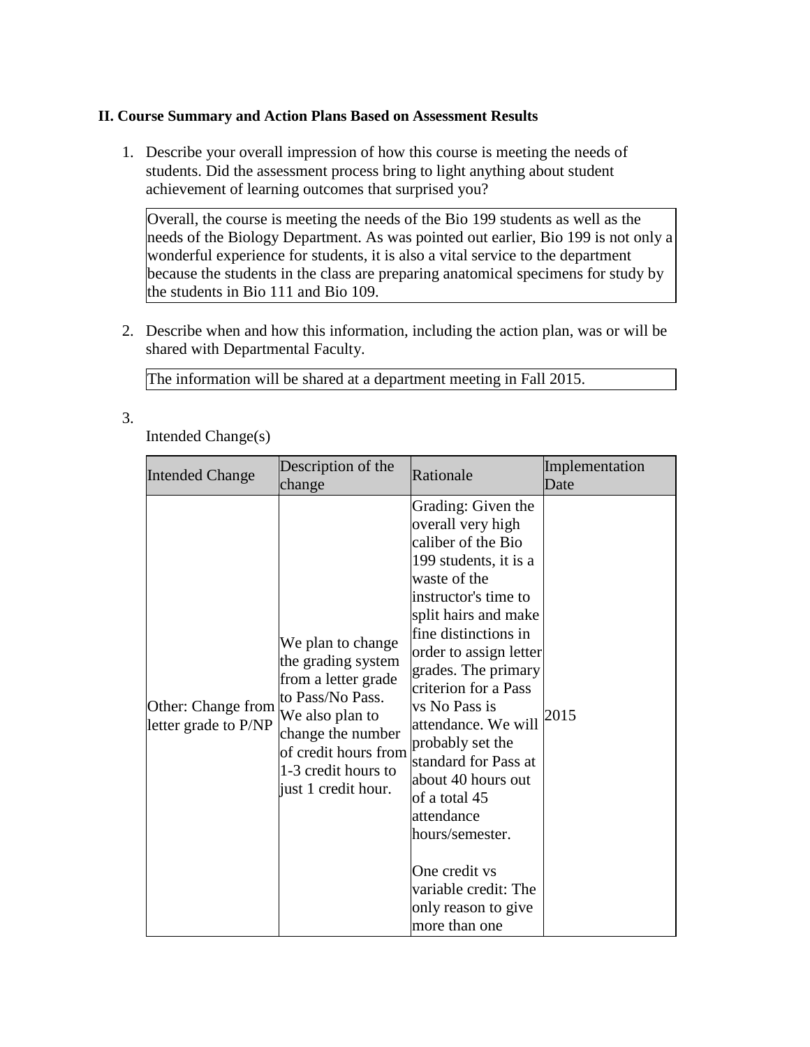**II. Course Summary and Action Plans Based on Assessment Results**

1. Describe your overall impression of how this course is meeting the needs of students. Did the assessment process bring to light anything about student achievement of learning outcomes that surprised you?

   Overall, the course is meeting the needs of the Bio 199 students as well as the needs of the Biology Department. As was pointed out earlier, Bio 199 is not only a wonderful experience for students, it is also a vital service to the department because the students in the class are preparing anatomical specimens for study by the students in Bio 111 and Bio 109.

2. Describe when and how this information, including the action plan, was or will be shared with Departmental Faculty.

   The information will be shared at a department meeting in Fall 2015.

3. Intended Change(s)

| Intended Change | Description of the change | Rationale | Implementation Date |
| --- | --- | --- | --- |
| Other: Change from letter grade to P/NP | We plan to change the grading system from a letter grade to Pass/No Pass. We also plan to change the number of credit hours from 1-3 credit hours to just 1 credit hour. | Grading: Given the overall very high caliber of the Bio 199 students, it is a waste of the instructor's time to split hairs and make fine distinctions in order to assign letter grades. The primary criterion for a Pass vs No Pass is attendance. We will probably set the standard for Pass at about 40 hours out of a total 45 attendance hours/semester.<br><br>One credit vs variable credit: The only reason to give more than one | 2015 |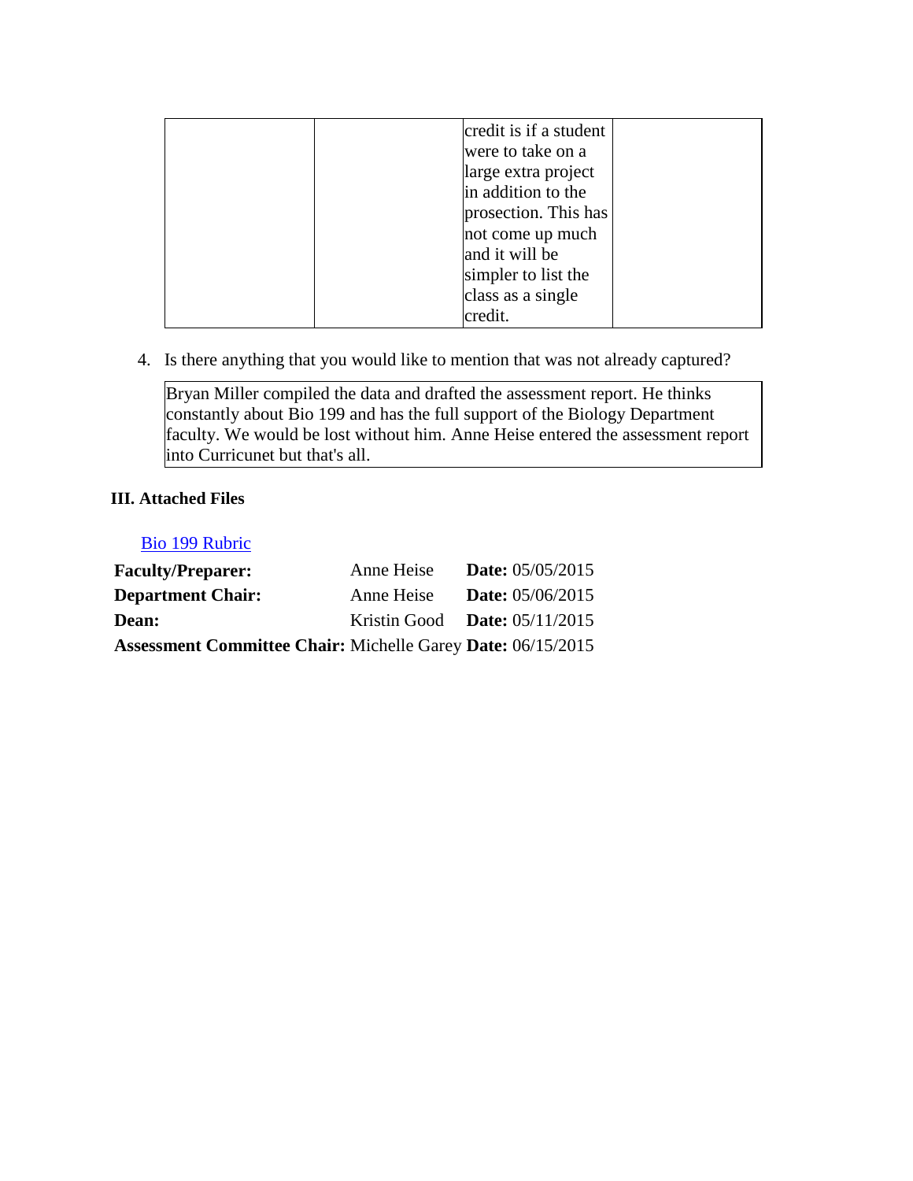| | | | |
|---|---|---|---|
| | | credit is if a student were to take on a large extra project in addition to the prosection. This has not come up much and it will be simpler to list the class as a single credit. | |

4. Is there anything that you would like to mention that was not already captured?

   Bryan Miller compiled the data and drafted the assessment report. He thinks constantly about Bio 199 and has the full support of the Biology Department faculty. We would be lost without him. Anne Heise entered the assessment report into Curricunet but that's all.

**III. Attached Files**

Bio 199 Rubric

| | | |
|---|---|---|
| **Faculty/Preparer:** | Anne Heise | **Date:** 05/05/2015 |
| **Department Chair:** | Anne Heise | **Date:** 05/06/2015 |
| **Dean:** | Kristin Good | **Date:** 05/11/2015 |
| **Assessment Committee Chair:** | Michelle Garey | **Date:** 06/15/2015 |